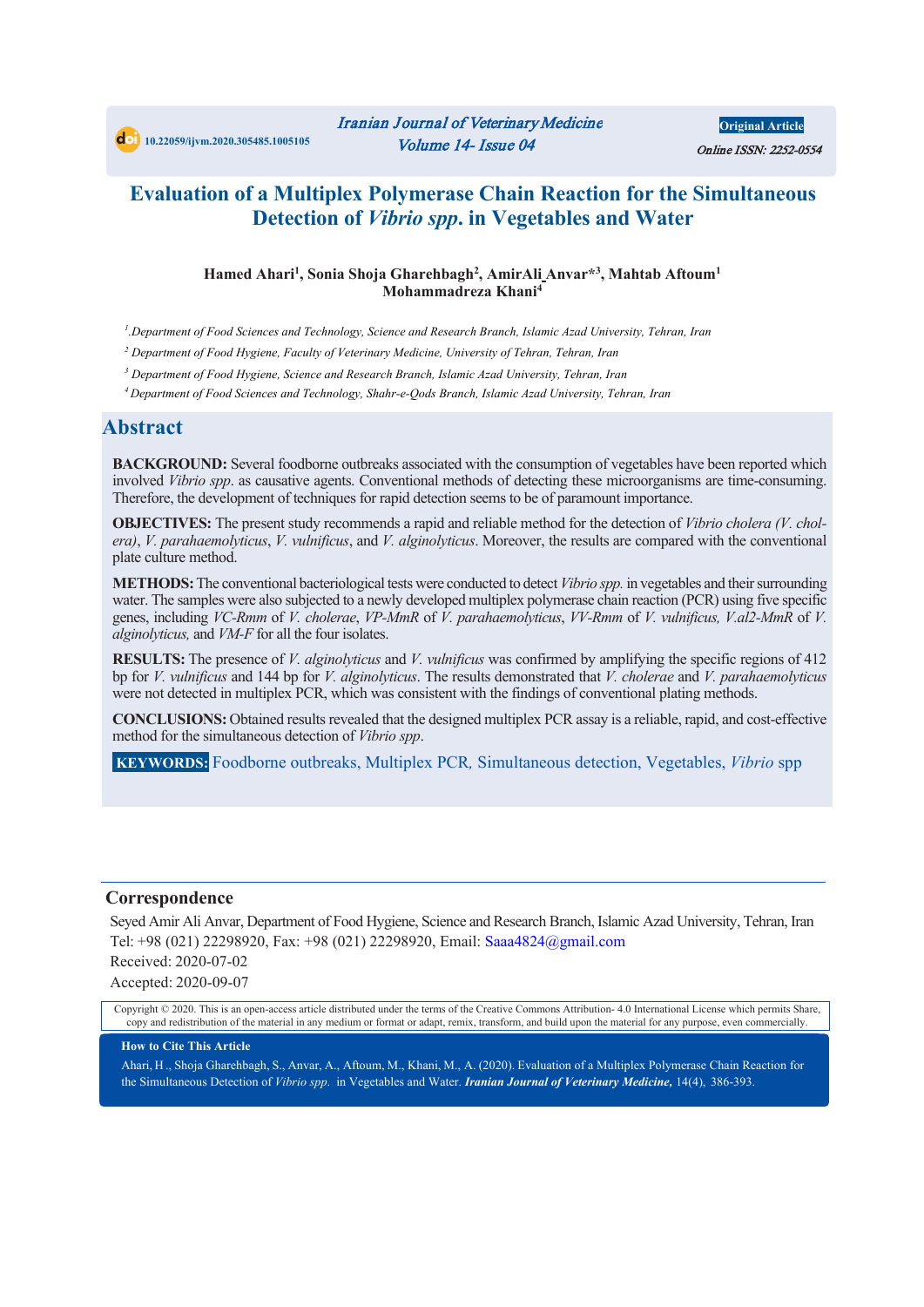10.22059/ijvm.2020.305485.1005105

Original Article

Online ISSN: 2252-0554

# Evaluation of a Multiplex Polymerase Chain Reaction for the Simultaneous Detection of *Vibrio spp*. in Vegetables and Water

**Hamed Ahari[1], Sonia Shoja Gharehbagh[2], AmirAli Anvar*[3], Mahtab Aftoum[1] Mohammadreza Khani[4]**

[1] Department of Food Sciences and Technology, Science and Research Branch, Islamic Azad University, Tehran, Iran

[2] Department of Food Hygiene, Faculty of Veterinary Medicine, University of Tehran, Tehran, Iran

[3] Department of Food Hygiene, Science and Research Branch, Islamic Azad University, Tehran, Iran

[4] Department of Food Sciences and Technology, Shahr-e-Qods Branch, Islamic Azad University, Tehran, Iran

## Abstract

**BACKGROUND:** Several foodborne outbreaks associated with the consumption of vegetables have been reported which involved *Vibrio spp*. as causative agents. Conventional methods of detecting these microorganisms are time-consuming. Therefore, the development of techniques for rapid detection seems to be of paramount importance.

**OBJECTIVES:** The present study recommends a rapid and reliable method for the detection of *Vibrio cholera (V. cholera)*, *V. parahaemolyticus*, *V. vulnificus*, and *V. alginolyticus*. Moreover, the results are compared with the conventional plate culture method.

**METHODS:** The conventional bacteriological tests were conducted to detect *Vibrio spp.* in vegetables and their surrounding water. The samples were also subjected to a newly developed multiplex polymerase chain reaction (PCR) using five specific genes, including *VC-Rmm* of *V. cholerae*, *VP-MmR* of *V. parahaemolyticus*, *VV-Rmm* of *V. vulnificus, V.al2-MmR* of *V. alginolyticus,* and *VM-F* for all the four isolates.

**RESULTS:** The presence of *V. alginolyticus* and *V. vulnificus* was confirmed by amplifying the specific regions of 412 bp for *V. vulnificus* and 144 bp for *V. alginolyticus*. The results demonstrated that *V. cholerae* and *V. parahaemolyticus* were not detected in multiplex PCR, which was consistent with the findings of conventional plating methods.

**CONCLUSIONS:** Obtained results revealed that the designed multiplex PCR assay is a reliable, rapid, and cost-effective method for the simultaneous detection of *Vibrio spp*.

**KEYWORDS:** Foodborne outbreaks, Multiplex PCR, Simultaneous detection, Vegetables, *Vibrio* spp

## Correspondence

Seyed Amir Ali Anvar, Department of Food Hygiene, Science and Research Branch, Islamic Azad University, Tehran, Iran

Tel: +98 (021) 22298920, Fax: +98 (021) 22298920, Email: Saaa4824@gmail.com

Received: 2020-07-02

Accepted: 2020-09-07

Copyright © 2020. This is an open-access article distributed under the terms of the Creative Commons Attribution- 4.0 International License which permits Share, copy and redistribution of the material in any medium or format or adapt, remix, transform, and build upon the material for any purpose, even commercially.

**How to Cite This Article**

Ahari, H., Shoja Gharehbagh, S., Anvar, A., Aftoum, M., Khani, M., A. (2020). Evaluation of a Multiplex Polymerase Chain Reaction for the Simultaneous Detection of *Vibrio spp*. in Vegetables and Water. ***Iranian Journal of Veterinary Medicine,*** 14(4), 386-393.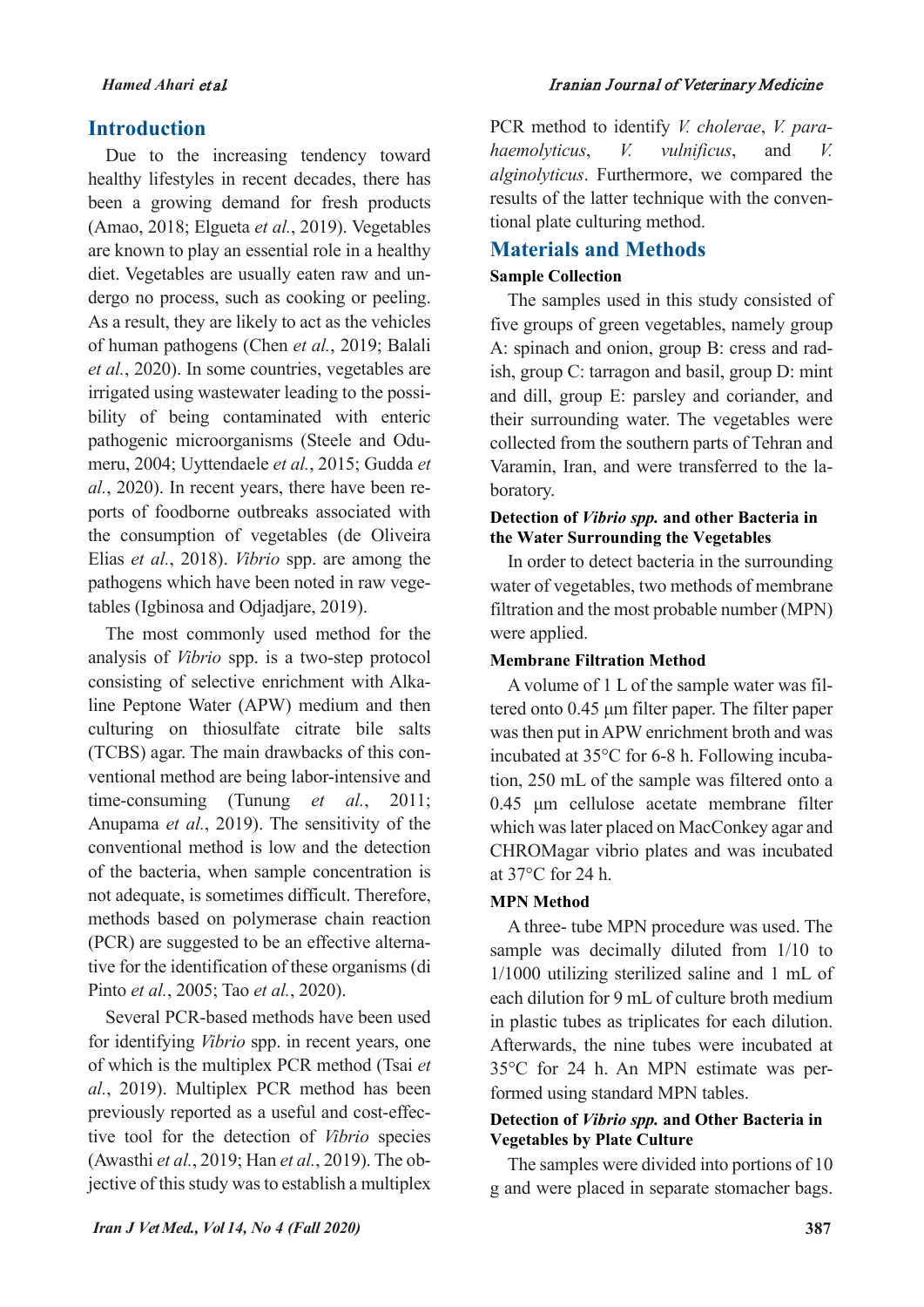## Introduction

Due to the increasing tendency toward healthy lifestyles in recent decades, there has been a growing demand for fresh products (Amao, 2018; Elgueta *et al.*, 2019). Vegetables are known to play an essential role in a healthy diet. Vegetables are usually eaten raw and undergo no process, such as cooking or peeling. As a result, they are likely to act as the vehicles of human pathogens (Chen *et al.*, 2019; Balali *et al.*, 2020). In some countries, vegetables are irrigated using wastewater leading to the possibility of being contaminated with enteric pathogenic microorganisms (Steele and Odumeru, 2004; Uyttendaele *et al.*, 2015; Gudda *et al.*, 2020). In recent years, there have been reports of foodborne outbreaks associated with the consumption of vegetables (de Oliveira Elias *et al.*, 2018). *Vibrio* spp. are among the pathogens which have been noted in raw vegetables (Igbinosa and Odjadjare, 2019).

The most commonly used method for the analysis of *Vibrio* spp. is a two-step protocol consisting of selective enrichment with Alkaline Peptone Water (APW) medium and then culturing on thiosulfate citrate bile salts (TCBS) agar. The main drawbacks of this conventional method are being labor-intensive and time-consuming (Tunung *et al.*, 2011; Anupama *et al.*, 2019). The sensitivity of the conventional method is low and the detection of the bacteria, when sample concentration is not adequate, is sometimes difficult. Therefore, methods based on polymerase chain reaction (PCR) are suggested to be an effective alternative for the identification of these organisms (di Pinto *et al.*, 2005; Tao *et al.*, 2020).

Several PCR-based methods have been used for identifying *Vibrio* spp. in recent years, one of which is the multiplex PCR method (Tsai *et al.*, 2019). Multiplex PCR method has been previously reported as a useful and cost-effective tool for the detection of *Vibrio* species (Awasthi *et al.*, 2019; Han *et al.*, 2019). The objective of this study was to establish a multiplex PCR method to identify *V. cholerae*, *V. parahaemolyticus*, *V. vulnificus*, and *V. alginolyticus*. Furthermore, we compared the results of the latter technique with the conventional plate culturing method.

## Materials and Methods

### Sample Collection

The samples used in this study consisted of five groups of green vegetables, namely group A: spinach and onion, group B: cress and radish, group C: tarragon and basil, group D: mint and dill, group E: parsley and coriander, and their surrounding water. The vegetables were collected from the southern parts of Tehran and Varamin, Iran, and were transferred to the laboratory.

### Detection of *Vibrio spp.* and other Bacteria in the Water Surrounding the Vegetables

In order to detect bacteria in the surrounding water of vegetables, two methods of membrane filtration and the most probable number (MPN) were applied.

### Membrane Filtration Method

A volume of 1 L of the sample water was filtered onto 0.45 µm filter paper. The filter paper was then put in APW enrichment broth and was incubated at 35°C for 6-8 h. Following incubation, 250 mL of the sample was filtered onto a 0.45 µm cellulose acetate membrane filter which was later placed on MacConkey agar and CHROMagar vibrio plates and was incubated at 37°C for 24 h.

### MPN Method

A three- tube MPN procedure was used. The sample was decimally diluted from 1/10 to 1/1000 utilizing sterilized saline and 1 mL of each dilution for 9 mL of culture broth medium in plastic tubes as triplicates for each dilution. Afterwards, the nine tubes were incubated at 35°C for 24 h. An MPN estimate was performed using standard MPN tables.

### Detection of *Vibrio spp.* and Other Bacteria in Vegetables by Plate Culture

The samples were divided into portions of 10 g and were placed in separate stomacher bags.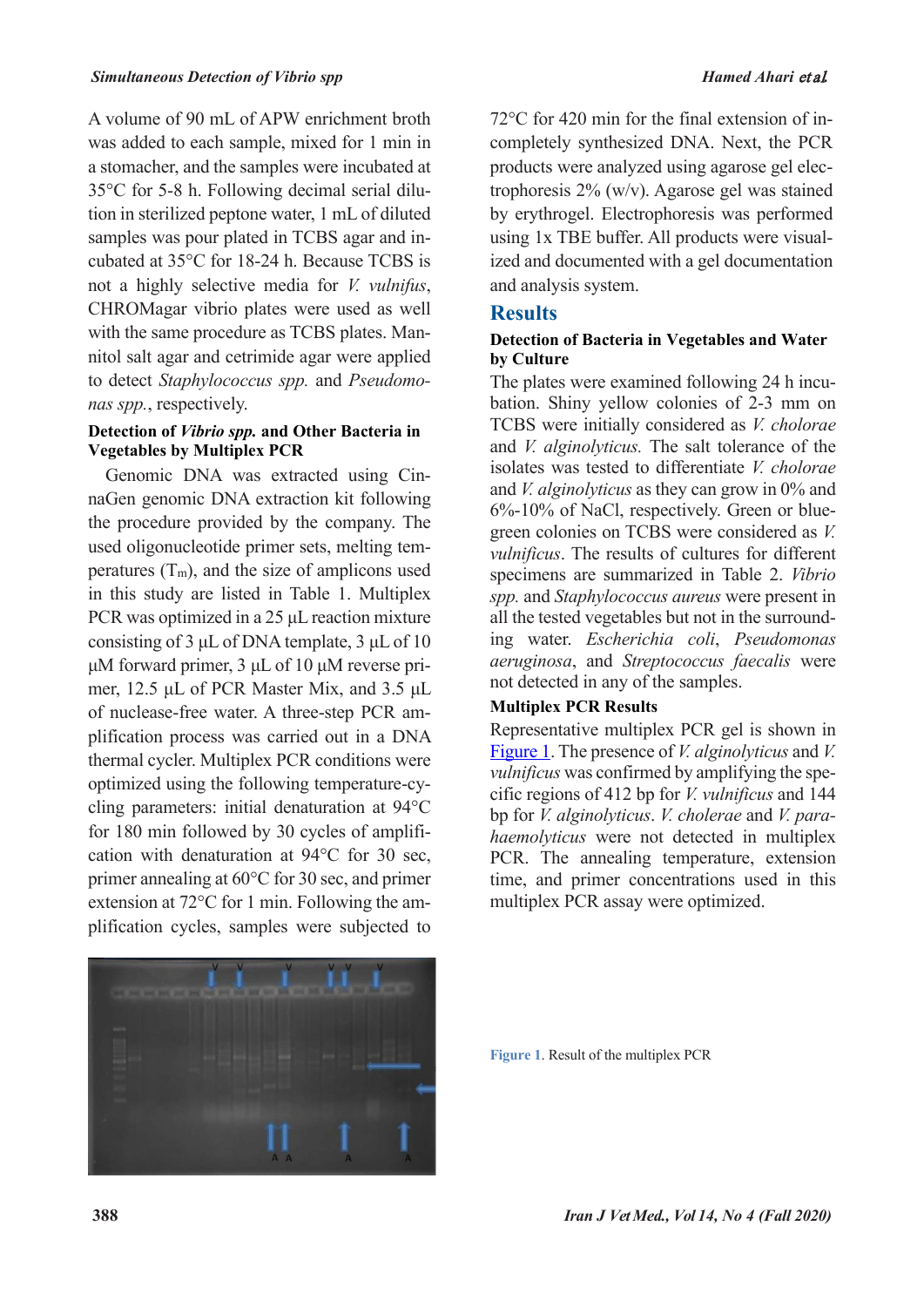A volume of 90 mL of APW enrichment broth was added to each sample, mixed for 1 min in a stomacher, and the samples were incubated at 35°C for 5-8 h. Following decimal serial dilution in sterilized peptone water, 1 mL of diluted samples was pour plated in TCBS agar and incubated at 35°C for 18-24 h. Because TCBS is not a highly selective media for *V. vulnifus*, CHROMagar vibrio plates were used as well with the same procedure as TCBS plates. Mannitol salt agar and cetrimide agar were applied to detect *Staphylococcus spp.* and *Pseudomonas spp.*, respectively.

### Detection of *Vibrio spp.* and Other Bacteria in Vegetables by Multiplex PCR

Genomic DNA was extracted using CinnaGen genomic DNA extraction kit following the procedure provided by the company. The used oligonucleotide primer sets, melting temperatures ($T_m$), and the size of amplicons used in this study are listed in Table 1. Multiplex PCR was optimized in a 25 µL reaction mixture consisting of 3 µL of DNA template, 3 µL of 10 µM forward primer, 3 µL of 10 µM reverse primer, 12.5 µL of PCR Master Mix, and 3.5 µL of nuclease-free water. A three-step PCR amplification process was carried out in a DNA thermal cycler. Multiplex PCR conditions were optimized using the following temperature-cycling parameters: initial denaturation at 94°C for 180 min followed by 30 cycles of amplification with denaturation at 94°C for 30 sec, primer annealing at 60°C for 30 sec, and primer extension at 72°C for 1 min. Following the amplification cycles, samples were subjected to 72°C for 420 min for the final extension of incompletely synthesized DNA. Next, the PCR products were analyzed using agarose gel electrophoresis 2% (w/v). Agarose gel was stained by erythrogel. Electrophoresis was performed using 1x TBE buffer. All products were visualized and documented with a gel documentation and analysis system.

## Results

### Detection of Bacteria in Vegetables and Water by Culture

The plates were examined following 24 h incubation. Shiny yellow colonies of 2-3 mm on TCBS were initially considered as *V. cholorae* and *V. alginolyticus.* The salt tolerance of the isolates was tested to differentiate *V. cholorae* and *V. alginolyticus* as they can grow in 0% and 6%-10% of NaCl, respectively. Green or blue-green colonies on TCBS were considered as *V. vulnificus*. The results of cultures for different specimens are summarized in Table 2. *Vibrio spp.* and *Staphylococcus aureus* were present in all the tested vegetables but not in the surrounding water. *Escherichia coli*, *Pseudomonas aeruginosa*, and *Streptococcus faecalis* were not detected in any of the samples.

### Multiplex PCR Results

Representative multiplex PCR gel is shown in Figure 1. The presence of *V. alginolyticus* and *V. vulnificus* was confirmed by amplifying the specific regions of 412 bp for *V. vulnificus* and 144 bp for *V. alginolyticus*. *V. cholerae* and *V. parahaemolyticus* were not detected in multiplex PCR. The annealing temperature, extension time, and primer concentrations used in this multiplex PCR assay were optimized.

**Figure 1**. Result of the multiplex PCR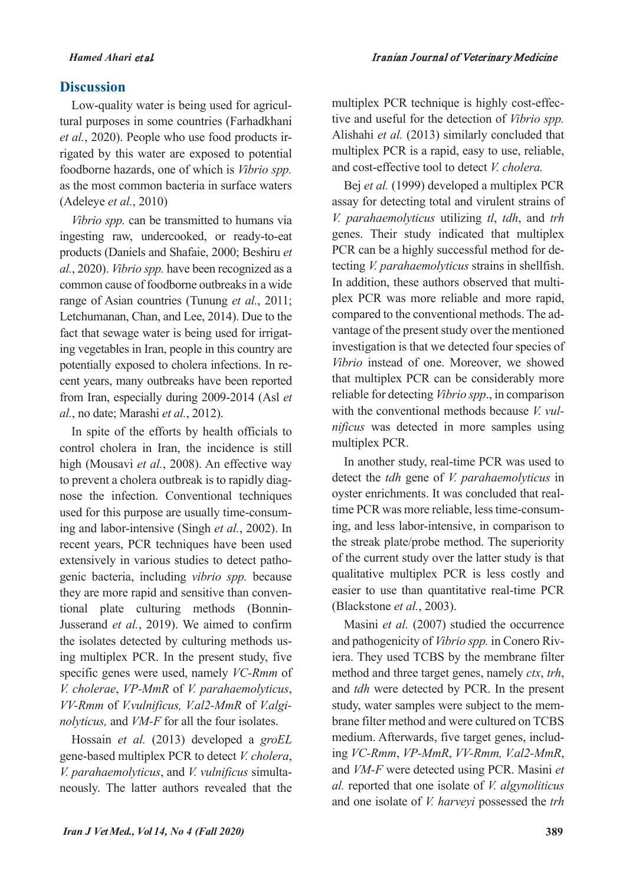## Discussion

Low-quality water is being used for agricultural purposes in some countries (Farhadkhani *et al.*, 2020). People who use food products irrigated by this water are exposed to potential foodborne hazards, one of which is *Vibrio spp.* as the most common bacteria in surface waters (Adeleye *et al.*, 2010)

*Vibrio spp.* can be transmitted to humans via ingesting raw, undercooked, or ready-to-eat products (Daniels and Shafaie, 2000; Beshiru *et al.*, 2020). *Vibrio spp.* have been recognized as a common cause of foodborne outbreaks in a wide range of Asian countries (Tunung *et al.*, 2011; Letchumanan, Chan, and Lee, 2014). Due to the fact that sewage water is being used for irrigating vegetables in Iran, people in this country are potentially exposed to cholera infections. In recent years, many outbreaks have been reported from Iran, especially during 2009-2014 (Asl *et al.*, no date; Marashi *et al.*, 2012).

In spite of the efforts by health officials to control cholera in Iran, the incidence is still high (Mousavi *et al.*, 2008). An effective way to prevent a cholera outbreak is to rapidly diagnose the infection. Conventional techniques used for this purpose are usually time-consuming and labor-intensive (Singh *et al.*, 2002). In recent years, PCR techniques have been used extensively in various studies to detect pathogenic bacteria, including *vibrio spp.* because they are more rapid and sensitive than conventional plate culturing methods (Bonnin-Jusserand *et al.*, 2019). We aimed to confirm the isolates detected by culturing methods using multiplex PCR. In the present study, five specific genes were used, namely *VC-Rmm* of *V. cholerae*, *VP-MmR* of *V. parahaemolyticus*, *VV-Rmm* of *V.vulnificus, V.al2-MmR* of *V.alginolyticus,* and *VM-F* for all the four isolates.

Hossain *et al.* (2013) developed a *groEL* gene-based multiplex PCR to detect *V. cholera*, *V. parahaemolyticus*, and *V. vulnificus* simultaneously. The latter authors revealed that the multiplex PCR technique is highly cost-effective and useful for the detection of *Vibrio spp.* Alishahi *et al.* (2013) similarly concluded that multiplex PCR is a rapid, easy to use, reliable, and cost-effective tool to detect *V. cholera.*

Bej *et al.* (1999) developed a multiplex PCR assay for detecting total and virulent strains of *V. parahaemolyticus* utilizing *tl*, *tdh*, and *trh* genes. Their study indicated that multiplex PCR can be a highly successful method for detecting *V. parahaemolyticus* strains in shellfish. In addition, these authors observed that multiplex PCR was more reliable and more rapid, compared to the conventional methods. The advantage of the present study over the mentioned investigation is that we detected four species of *Vibrio* instead of one. Moreover, we showed that multiplex PCR can be considerably more reliable for detecting *Vibrio spp*., in comparison with the conventional methods because *V. vulnificus* was detected in more samples using multiplex PCR.

In another study, real-time PCR was used to detect the *tdh* gene of *V. parahaemolyticus* in oyster enrichments. It was concluded that real-time PCR was more reliable, less time-consuming, and less labor-intensive, in comparison to the streak plate/probe method. The superiority of the current study over the latter study is that qualitative multiplex PCR is less costly and easier to use than quantitative real-time PCR (Blackstone *et al.*, 2003).

Masini *et al.* (2007) studied the occurrence and pathogenicity of *Vibrio spp.* in Conero Riviera. They used TCBS by the membrane filter method and three target genes, namely *ctx*, *trh*, and *tdh* were detected by PCR. In the present study, water samples were subject to the membrane filter method and were cultured on TCBS medium. Afterwards, five target genes, including *VC-Rmm*, *VP-MmR*, *VV-Rmm, V.al2-MmR*, and *VM-F* were detected using PCR. Masini *et al.* reported that one isolate of *V. algynoliticus* and one isolate of *V. harveyi* possessed the *trh*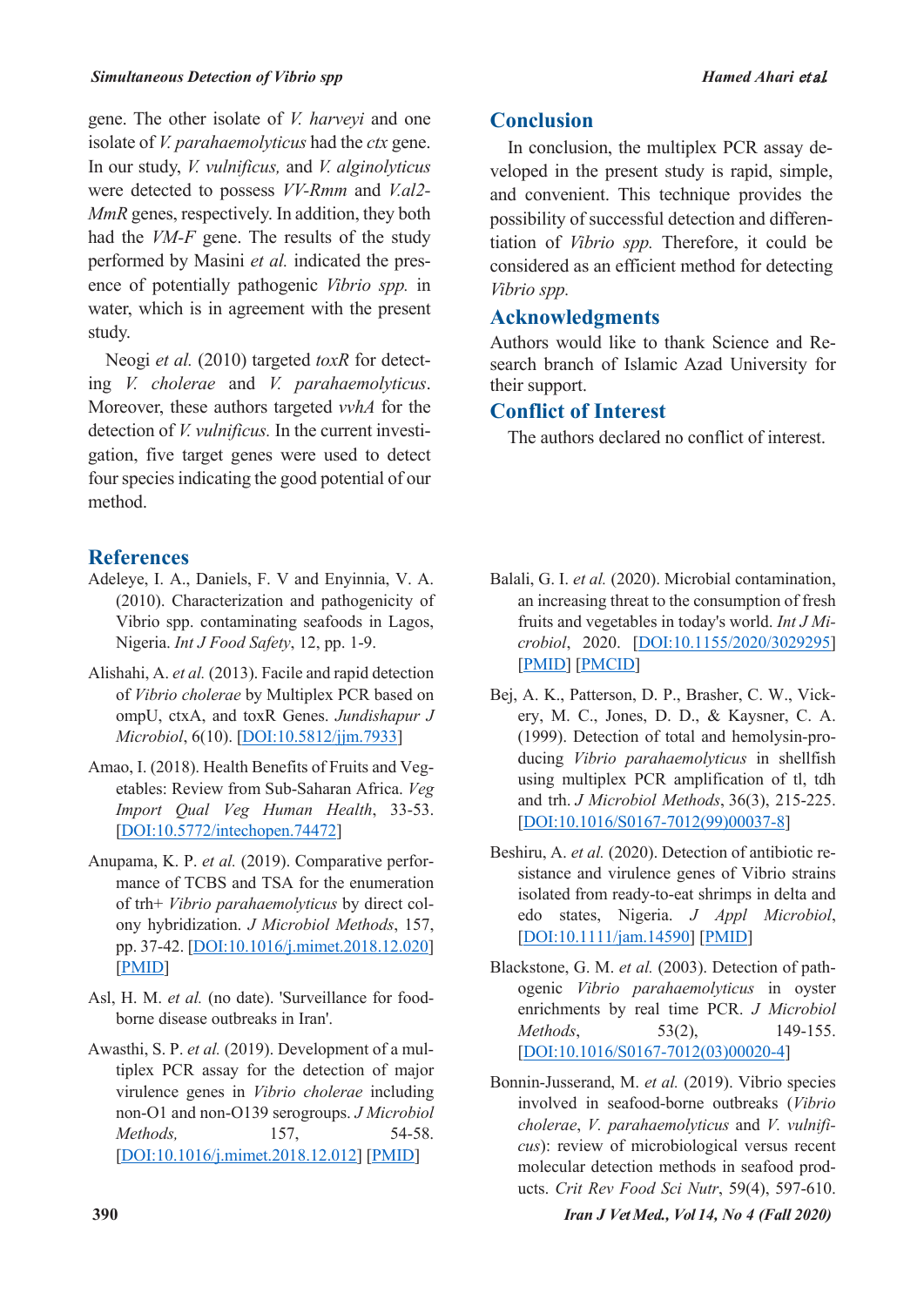gene. The other isolate of *V. harveyi* and one isolate of *V. parahaemolyticus* had the *ctx* gene. In our study, *V. vulnificus,* and *V. alginolyticus* were detected to possess *VV-Rmm* and *V.al2-MmR* genes, respectively. In addition, they both had the *VM-F* gene. The results of the study performed by Masini *et al.* indicated the presence of potentially pathogenic *Vibrio spp.* in water, which is in agreement with the present study.

Neogi *et al.* (2010) targeted *toxR* for detecting *V. cholerae* and *V. parahaemolyticus*. Moreover, these authors targeted *vvhA* for the detection of *V. vulnificus.* In the current investigation, five target genes were used to detect four species indicating the good potential of our method.

## Conclusion

In conclusion, the multiplex PCR assay developed in the present study is rapid, simple, and convenient. This technique provides the possibility of successful detection and differentiation of *Vibrio spp.* Therefore, it could be considered as an efficient method for detecting *Vibrio spp.*

## Acknowledgments

Authors would like to thank Science and Research branch of Islamic Azad University for their support.

## Conflict of Interest

The authors declared no conflict of interest.

## References

Adeleye, I. A., Daniels, F. V and Enyinnia, V. A. (2010). Characterization and pathogenicity of Vibrio spp. contaminating seafoods in Lagos, Nigeria. *Int J Food Safety*, 12, pp. 1-9.

Alishahi, A. *et al.* (2013). Facile and rapid detection of *Vibrio cholerae* by Multiplex PCR based on ompU, ctxA, and toxR Genes. *Jundishapur J Microbiol*, 6(10). [DOI:10.5812/jjm.7933]

Amao, I. (2018). Health Benefits of Fruits and Vegetables: Review from Sub-Saharan Africa. *Veg Import Qual Veg Human Health*, 33-53. [DOI:10.5772/intechopen.74472]

Anupama, K. P. *et al.* (2019). Comparative performance of TCBS and TSA for the enumeration of trh+ *Vibrio parahaemolyticus* by direct colony hybridization. *J Microbiol Methods*, 157, pp. 37-42. [DOI:10.1016/j.mimet.2018.12.020] [PMID]

Asl, H. M. *et al.* (no date). 'Surveillance for foodborne disease outbreaks in Iran'.

Awasthi, S. P. *et al.* (2019). Development of a multiplex PCR assay for the detection of major virulence genes in *Vibrio cholerae* including non-O1 and non-O139 serogroups. *J Microbiol Methods,* 157, 54-58. [DOI:10.1016/j.mimet.2018.12.012] [PMID]

Balali, G. I. *et al.* (2020). Microbial contamination, an increasing threat to the consumption of fresh fruits and vegetables in today's world. *Int J Microbiol*, 2020. [DOI:10.1155/2020/3029295] [PMID] [PMCID]

Bej, A. K., Patterson, D. P., Brasher, C. W., Vickery, M. C., Jones, D. D., & Kaysner, C. A. (1999). Detection of total and hemolysin-producing *Vibrio parahaemolyticus* in shellfish using multiplex PCR amplification of tl, tdh and trh. *J Microbiol Methods*, 36(3), 215-225. [DOI:10.1016/S0167-7012(99)00037-8]

Beshiru, A. *et al.* (2020). Detection of antibiotic resistance and virulence genes of Vibrio strains isolated from ready-to-eat shrimps in delta and edo states, Nigeria. *J Appl Microbiol*, [DOI:10.1111/jam.14590] [PMID]

Blackstone, G. M. *et al.* (2003). Detection of pathogenic *Vibrio parahaemolyticus* in oyster enrichments by real time PCR. *J Microbiol Methods*, 53(2), 149-155. [DOI:10.1016/S0167-7012(03)00020-4]

Bonnin-Jusserand, M. *et al.* (2019). Vibrio species involved in seafood-borne outbreaks (*Vibrio cholerae*, *V. parahaemolyticus* and *V. vulnificus*): review of microbiological versus recent molecular detection methods in seafood products. *Crit Rev Food Sci Nutr*, 59(4), 597-610.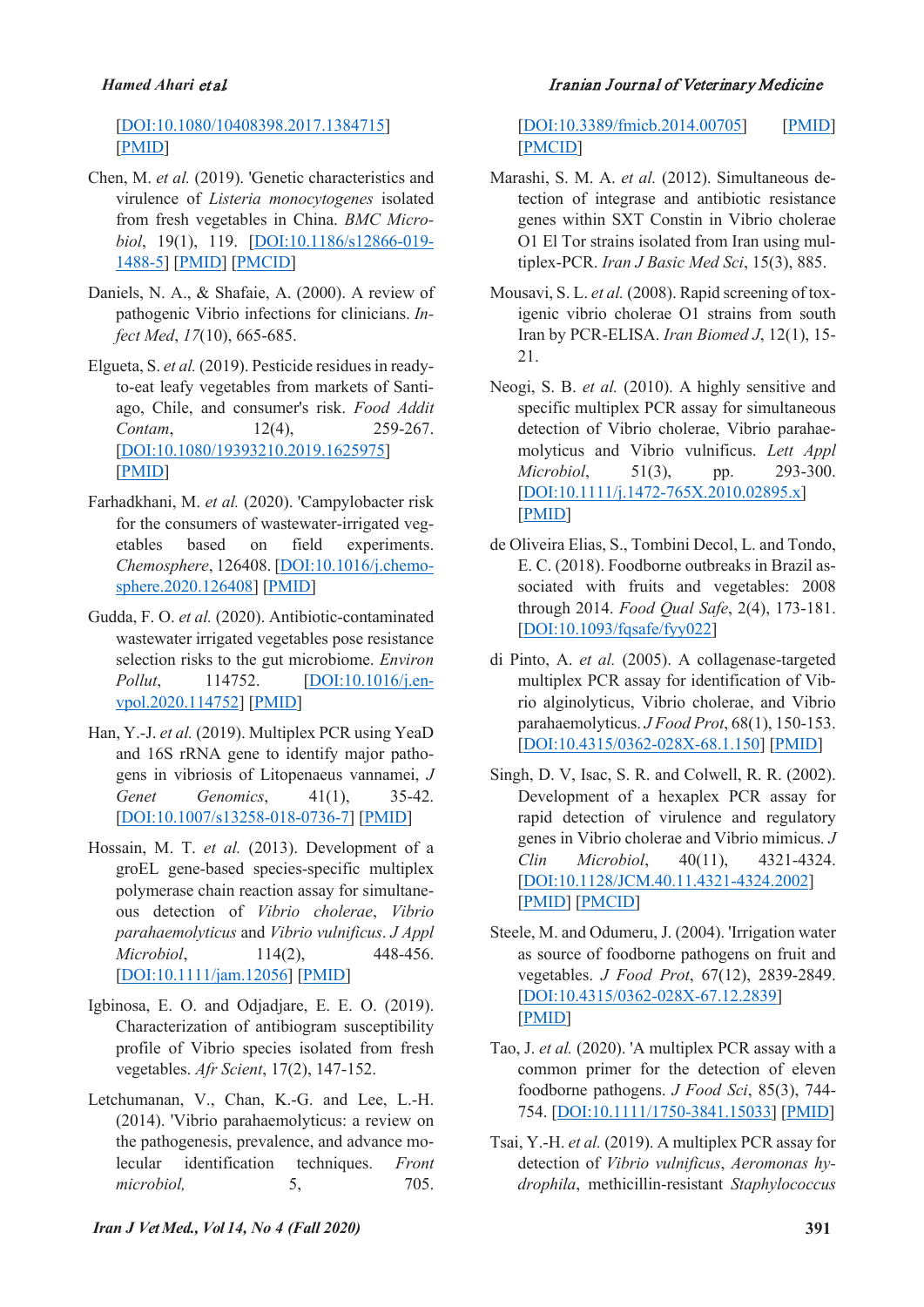[DOI:10.1080/10408398.2017.1384715] [PMID]

Chen, M. *et al.* (2019). 'Genetic characteristics and virulence of *Listeria monocytogenes* isolated from fresh vegetables in China. *BMC Microbiol*, 19(1), 119. [DOI:10.1186/s12866-019-1488-5] [PMID] [PMCID]

Daniels, N. A., & Shafaie, A. (2000). A review of pathogenic Vibrio infections for clinicians. *Infect Med*, *17*(10), 665-685.

Elgueta, S. *et al.* (2019). Pesticide residues in ready-to-eat leafy vegetables from markets of Santiago, Chile, and consumer's risk. *Food Addit Contam*, 12(4), 259-267. [DOI:10.1080/19393210.2019.1625975] [PMID]

Farhadkhani, M. *et al.* (2020). 'Campylobacter risk for the consumers of wastewater-irrigated vegetables based on field experiments. *Chemosphere*, 126408. [DOI:10.1016/j.chemosphere.2020.126408] [PMID]

Gudda, F. O. *et al.* (2020). Antibiotic-contaminated wastewater irrigated vegetables pose resistance selection risks to the gut microbiome. *Environ Pollut*, 114752. [DOI:10.1016/j.envpol.2020.114752] [PMID]

Han, Y.-J. *et al.* (2019). Multiplex PCR using YeaD and 16S rRNA gene to identify major pathogens in vibriosis of Litopenaeus vannamei, *J Genet Genomics*, 41(1), 35-42. [DOI:10.1007/s13258-018-0736-7] [PMID]

Hossain, M. T. *et al.* (2013). Development of a groEL gene-based species-specific multiplex polymerase chain reaction assay for simultaneous detection of *Vibrio cholerae*, *Vibrio parahaemolyticus* and *Vibrio vulnificus*. *J Appl Microbiol*, 114(2), 448-456. [DOI:10.1111/jam.12056] [PMID]

Igbinosa, E. O. and Odjadjare, E. E. O. (2019). Characterization of antibiogram susceptibility profile of Vibrio species isolated from fresh vegetables. *Afr Scient*, 17(2), 147-152.

Letchumanan, V., Chan, K.-G. and Lee, L.-H. (2014). 'Vibrio parahaemolyticus: a review on the pathogenesis, prevalence, and advance molecular identification techniques. *Front microbiol,* 5, 705. [DOI:10.3389/fmicb.2014.00705] [PMID] [PMCID]

Marashi, S. M. A. *et al.* (2012). Simultaneous detection of integrase and antibiotic resistance genes within SXT Constin in Vibrio cholerae O1 El Tor strains isolated from Iran using multiplex-PCR. *Iran J Basic Med Sci*, 15(3), 885.

Mousavi, S. L. *et al.* (2008). Rapid screening of toxigenic vibrio cholerae O1 strains from south Iran by PCR-ELISA. *Iran Biomed J*, 12(1), 15-21.

Neogi, S. B. *et al.* (2010). A highly sensitive and specific multiplex PCR assay for simultaneous detection of Vibrio cholerae, Vibrio parahaemolyticus and Vibrio vulnificus. *Lett Appl Microbiol*, 51(3), pp. 293-300. [DOI:10.1111/j.1472-765X.2010.02895.x] [PMID]

de Oliveira Elias, S., Tombini Decol, L. and Tondo, E. C. (2018). Foodborne outbreaks in Brazil associated with fruits and vegetables: 2008 through 2014. *Food Qual Safe*, 2(4), 173-181. [DOI:10.1093/fqsafe/fyy022]

di Pinto, A. *et al.* (2005). A collagenase-targeted multiplex PCR assay for identification of Vibrio alginolyticus, Vibrio cholerae, and Vibrio parahaemolyticus. *J Food Prot*, 68(1), 150-153. [DOI:10.4315/0362-028X-68.1.150] [PMID]

Singh, D. V, Isac, S. R. and Colwell, R. R. (2002). Development of a hexaplex PCR assay for rapid detection of virulence and regulatory genes in Vibrio cholerae and Vibrio mimicus. *J Clin Microbiol*, 40(11), 4321-4324. [DOI:10.1128/JCM.40.11.4321-4324.2002] [PMID] [PMCID]

Steele, M. and Odumeru, J. (2004). 'Irrigation water as source of foodborne pathogens on fruit and vegetables. *J Food Prot*, 67(12), 2839-2849. [DOI:10.4315/0362-028X-67.12.2839] [PMID]

Tao, J. *et al.* (2020). 'A multiplex PCR assay with a common primer for the detection of eleven foodborne pathogens. *J Food Sci*, 85(3), 744-754. [DOI:10.1111/1750-3841.15033] [PMID]

Tsai, Y.-H. *et al.* (2019). A multiplex PCR assay for detection of *Vibrio vulnificus*, *Aeromonas hydrophila*, methicillin-resistant *Staphylococcus*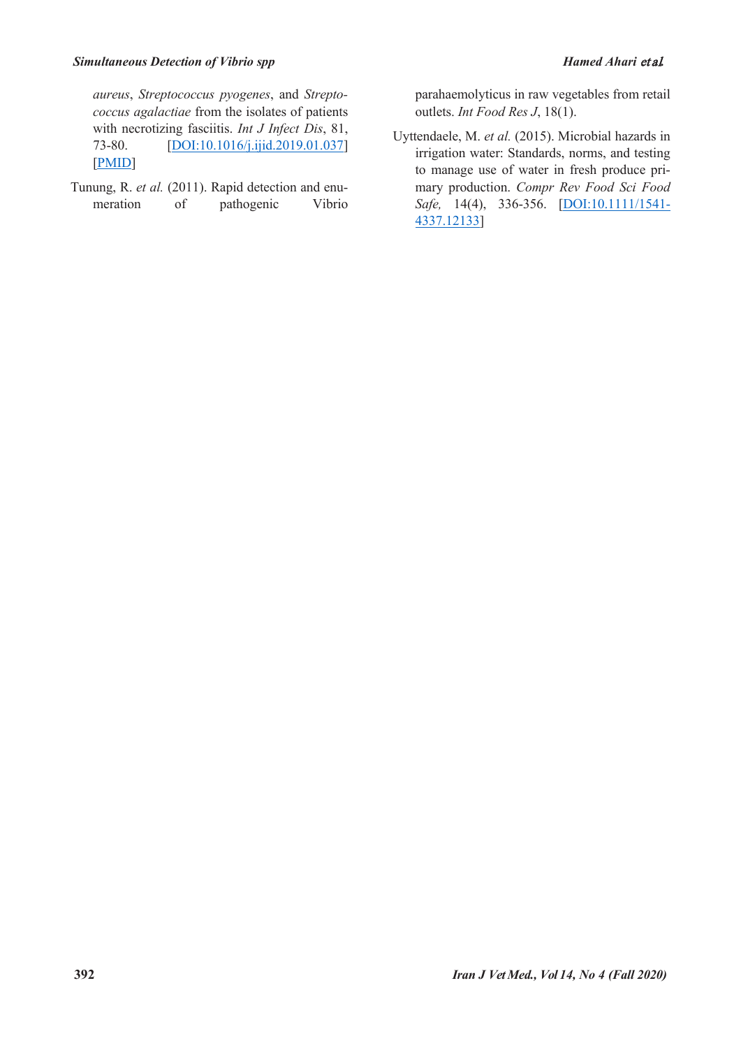*aureus*, *Streptococcus pyogenes*, and *Streptococcus agalactiae* from the isolates of patients with necrotizing fasciitis. *Int J Infect Dis*, 81, 73-80. [DOI:10.1016/j.ijid.2019.01.037] [PMID]

Tunung, R. *et al.* (2011). Rapid detection and enumeration of pathogenic Vibrio parahaemolyticus in raw vegetables from retail outlets. *Int Food Res J*, 18(1).

Uyttendaele, M. *et al.* (2015). Microbial hazards in irrigation water: Standards, norms, and testing to manage use of water in fresh produce primary production. *Compr Rev Food Sci Food Safe,* 14(4), 336-356. [DOI:10.1111/1541-4337.12133]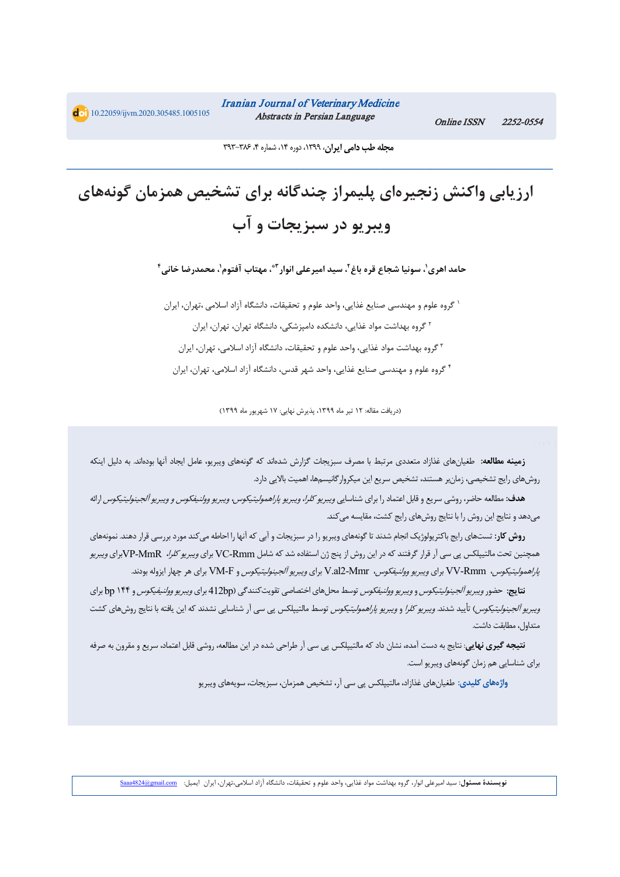Iranian Journal of Veterinary Medicine

Abstracts in Persian Language

10.22059/ijvm.2020.305485.1005105

Online ISSN 2252-0554

**مجله طب دامی ایران**، ۱۳۹۹، دوره ۱۴، شماره ۴، ۳۸۶-۳۹۳

# ارزیابی واکنش زنجیره‌ای پلیمراز چندگانه برای تشخیص همزمان گونه‌های ویبریو در سبزیجات و آب

**حامد اهری[۱]، سونیا شجاع قره باغ[۲]، سید امیرعلی انوار[۳]*، مهتاب آفتوم[۱]، محمدرضا خانی[۴]**

[۱] گروه علوم و مهندسی صنایع غذایی، واحد علوم و تحقیقات، دانشگاه آزاد اسلامی ،تهران، ایران

[۲] گروه بهداشت مواد غذایی، دانشکده دامپزشکی، دانشگاه تهران، تهران، ایران

[۳] گروه بهداشت مواد غذایی، واحد علوم و تحقیقات، دانشگاه آزاد اسلامی، تهران، ایران

[۴] گروه علوم و مهندسی صنایع غذایی، واحد شهر قدس، دانشگاه آزاد اسلامی، تهران، ایران

(دریافت مقاله: ۱۲ تیر ماه ۱۳۹۹، پذیرش نهایی: ۱۷ شهریور ماه ۱۳۹۹)

**زمینه مطالعه:** طغیان‌های غذازاد متعددی مرتبط با مصرف سبزیجات گزارش شده‌اند که گونه‌های ویبریو، عامل ایجاد آنها بوده‌اند. به دلیل اینکه روش‌های رایج تشخیصی، زمان‌بر هستند، تشخیص سریع این میکروارگانیسم‌ها، اهمیت بالایی دارد.

**هدف:** مطالعه حاضر، روشی سریع و قابل اعتماد را برای شناسایی *ویبریو کلرا، ویبریو پاراهمولیتیکوس، ویبریو ولنیفکوس و ویبریو آلجینولیتیکوس* ارائه می‌دهد و نتایج این روش را با نتایج روش‌های رایج کشت، مقایسه می‌کند.

**روش کار:** تست‌های رایج باکتریولوژیک انجام شدند تا گونه‌های ویبریو را در سبزیجات و آبی که آنها را احاطه می‌کند مورد بررسی قرار دهند. نمونه‌های همچنین تحت مالتیپلکس پی سی آر قرار گرفتند که در این روش از پنج ژن استفاده شد که شامل VC-Rmm برای *ویبریو کلرا*، VP-MmRبرای *ویبریو پاراهمولیتیکوس*، VV-Rmm برای *ویبریو ولنیفکوس*، V.al2-Mmr برای *ویبریو آلجینولیتیکوس* و VM-F برای هر چهار ایزوله بودند.

**نتایج:** حضور *ویبریو آلجینولیتیکوس* و *ویبریو ولنیفکوس* توسط محل‌های اختصاصی تقویت‌کنندگی (412bp برای *ویبریو ولنیفیکوس* و ۱۴۴ bp برای *ویبریو آلجینولیتیکوس*) تأیید شدند. *ویبریو کلرا* و *ویبریو پاراهمولیتیکوس* توسط مالتیپلکس پی سی آر شناسایی نشدند که این یافته با نتایج روش‌های کشت متداول، مطابقت داشت.

**نتیجه گیری نهایی:** نتایج به دست آمده، نشان داد که مالتیپلکس پی سی آر طراحی شده در این مطالعه، روشی قابل اعتماد، سریع و مقرون به صرفه برای شناسایی هم زمان گونه‌های ویبریو است.

**واژه‌های کلیدی:** طغیان‌های غذازاد، مالتیپلکس پی سی آر، تشخیص همزمان، سبزیجات، سویه‌های ویبریو

**نویسندهٔ مسئول:** سید امیرعلی انوار، گروه بهداشت مواد غذایی، واحد علوم و تحقیقات، دانشگاه آزاد اسلامی،تهران، ایران ایمیل: Saaa4824@gmail.com